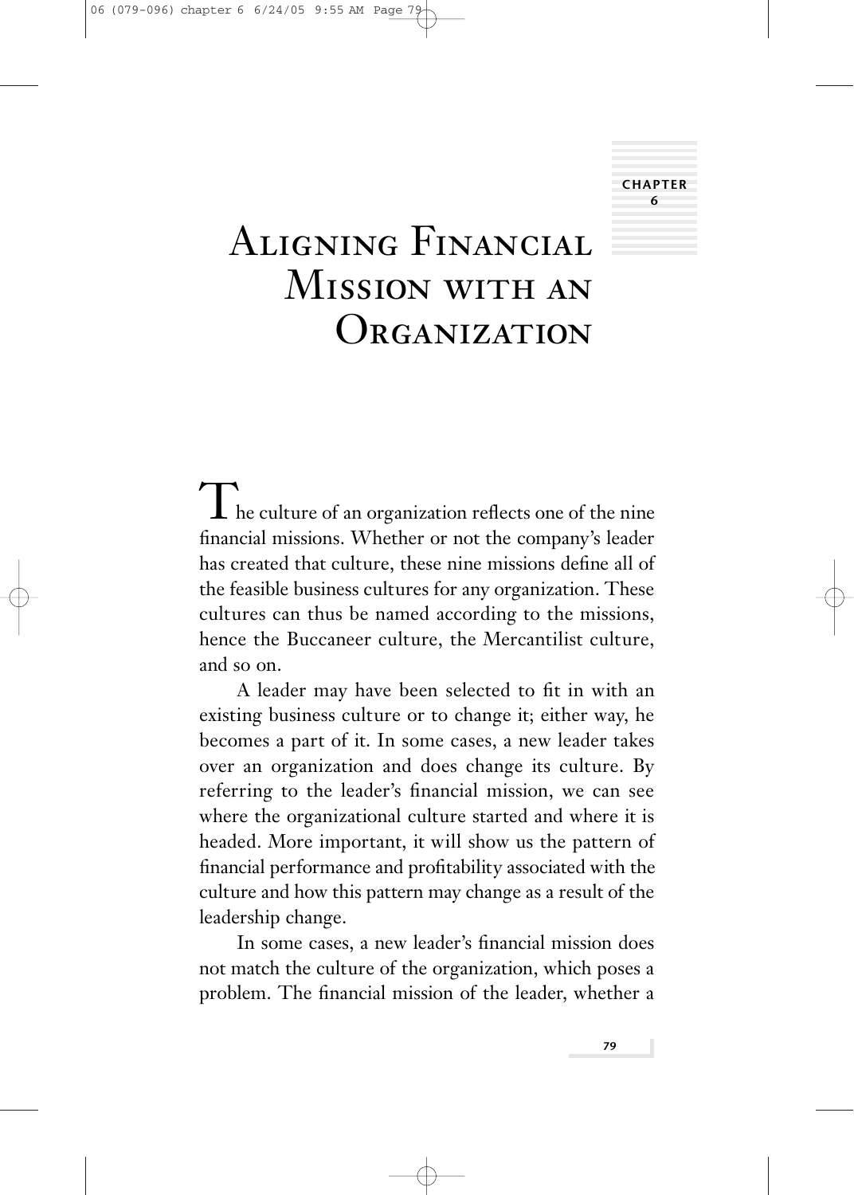CHAPTER 6

# Aligning Financial Mission with an Organization

The culture of an organization reflects one of the nine financial missions. Whether or not the company's leader has created that culture, these nine missions define all of the feasible business cultures for any organization. These cultures can thus be named according to the missions, hence the Buccaneer culture, the Mercantilist culture, and so on.

A leader may have been selected to fit in with an existing business culture or to change it; either way, he becomes a part of it. In some cases, a new leader takes over an organization and does change its culture. By referring to the leader's financial mission, we can see where the organizational culture started and where it is headed. More important, it will show us the pattern of financial performance and profitability associated with the culture and how this pattern may change as a result of the leadership change.

In some cases, a new leader's financial mission does not match the culture of the organization, which poses a problem. The financial mission of the leader, whether a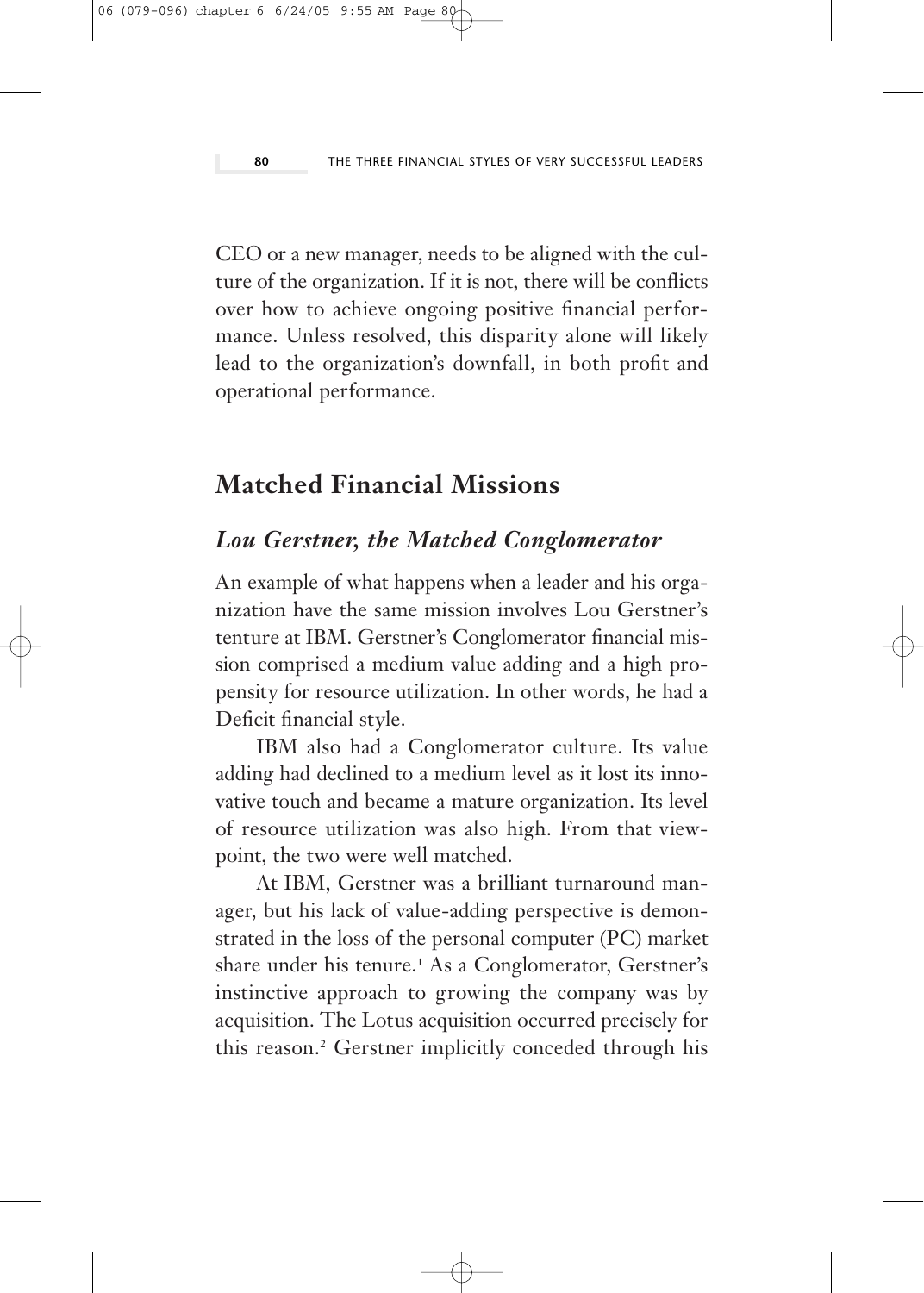CEO or a new manager, needs to be aligned with the culture of the organization. If it is not, there will be conflicts over how to achieve ongoing positive financial performance. Unless resolved, this disparity alone will likely lead to the organization's downfall, in both profit and operational performance.

## Matched Financial Missions

### *Lou Gerstner, the Matched Conglomerator*

An example of what happens when a leader and his organization have the same mission involves Lou Gerstner's tenture at IBM. Gerstner's Conglomerator financial mission comprised a medium value adding and a high propensity for resource utilization. In other words, he had a Deficit financial style.

IBM also had a Conglomerator culture. Its value adding had declined to a medium level as it lost its innovative touch and became a mature organization. Its level of resource utilization was also high. From that viewpoint, the two were well matched.

At IBM, Gerstner was a brilliant turnaround manager, but his lack of value-adding perspective is demonstrated in the loss of the personal computer (PC) market share under his tenure.[1] As a Conglomerator, Gerstner's instinctive approach to growing the company was by acquisition. The Lotus acquisition occurred precisely for this reason.[2] Gerstner implicitly conceded through his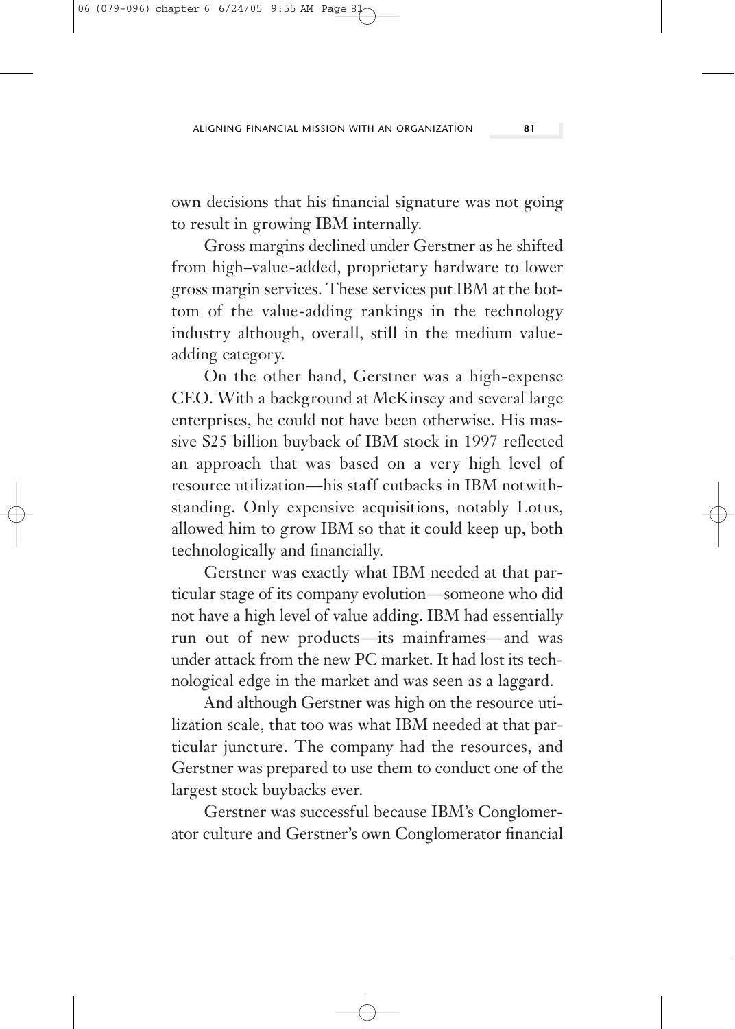own decisions that his financial signature was not going to result in growing IBM internally.

Gross margins declined under Gerstner as he shifted from high–value-added, proprietary hardware to lower gross margin services. These services put IBM at the bottom of the value-adding rankings in the technology industry although, overall, still in the medium value-adding category.

On the other hand, Gerstner was a high-expense CEO. With a background at McKinsey and several large enterprises, he could not have been otherwise. His massive $25 billion buyback of IBM stock in 1997 reflected an approach that was based on a very high level of resource utilization—his staff cutbacks in IBM notwithstanding. Only expensive acquisitions, notably Lotus, allowed him to grow IBM so that it could keep up, both technologically and financially.

Gerstner was exactly what IBM needed at that particular stage of its company evolution—someone who did not have a high level of value adding. IBM had essentially run out of new products—its mainframes—and was under attack from the new PC market. It had lost its technological edge in the market and was seen as a laggard.

And although Gerstner was high on the resource utilization scale, that too was what IBM needed at that particular juncture. The company had the resources, and Gerstner was prepared to use them to conduct one of the largest stock buybacks ever.

Gerstner was successful because IBM's Conglomerator culture and Gerstner's own Conglomerator financial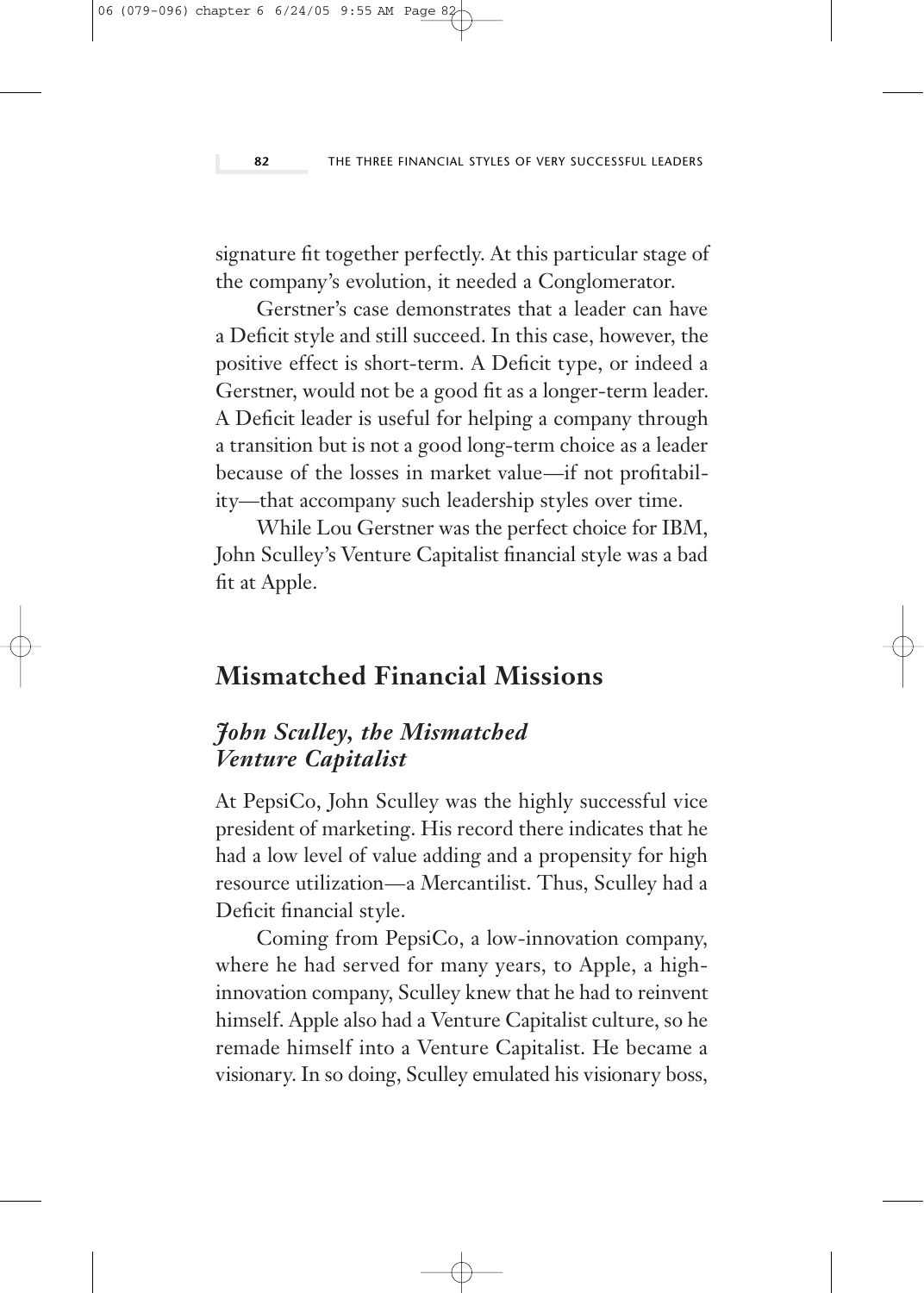signature fit together perfectly. At this particular stage of the company's evolution, it needed a Conglomerator.

Gerstner's case demonstrates that a leader can have a Deficit style and still succeed. In this case, however, the positive effect is short-term. A Deficit type, or indeed a Gerstner, would not be a good fit as a longer-term leader. A Deficit leader is useful for helping a company through a transition but is not a good long-term choice as a leader because of the losses in market value—if not profitability—that accompany such leadership styles over time.

While Lou Gerstner was the perfect choice for IBM, John Sculley's Venture Capitalist financial style was a bad fit at Apple.

## Mismatched Financial Missions

### *John Sculley, the Mismatched Venture Capitalist*

At PepsiCo, John Sculley was the highly successful vice president of marketing. His record there indicates that he had a low level of value adding and a propensity for high resource utilization—a Mercantilist. Thus, Sculley had a Deficit financial style.

Coming from PepsiCo, a low-innovation company, where he had served for many years, to Apple, a high-innovation company, Sculley knew that he had to reinvent himself. Apple also had a Venture Capitalist culture, so he remade himself into a Venture Capitalist. He became a visionary. In so doing, Sculley emulated his visionary boss,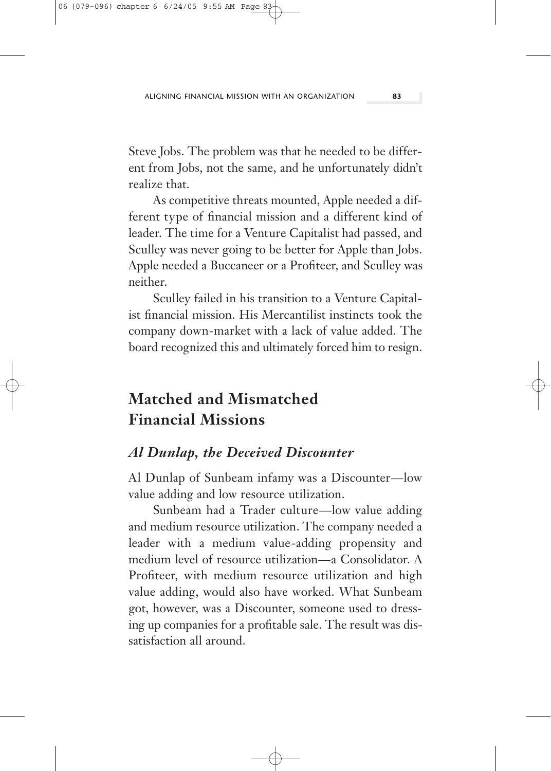Steve Jobs. The problem was that he needed to be different from Jobs, not the same, and he unfortunately didn't realize that.

As competitive threats mounted, Apple needed a different type of financial mission and a different kind of leader. The time for a Venture Capitalist had passed, and Sculley was never going to be better for Apple than Jobs. Apple needed a Buccaneer or a Profiteer, and Sculley was neither.

Sculley failed in his transition to a Venture Capitalist financial mission. His Mercantilist instincts took the company down-market with a lack of value added. The board recognized this and ultimately forced him to resign.

## Matched and Mismatched Financial Missions

### *Al Dunlap, the Deceived Discounter*

Al Dunlap of Sunbeam infamy was a Discounter—low value adding and low resource utilization.

Sunbeam had a Trader culture—low value adding and medium resource utilization. The company needed a leader with a medium value-adding propensity and medium level of resource utilization—a Consolidator. A Profiteer, with medium resource utilization and high value adding, would also have worked. What Sunbeam got, however, was a Discounter, someone used to dressing up companies for a profitable sale. The result was dissatisfaction all around.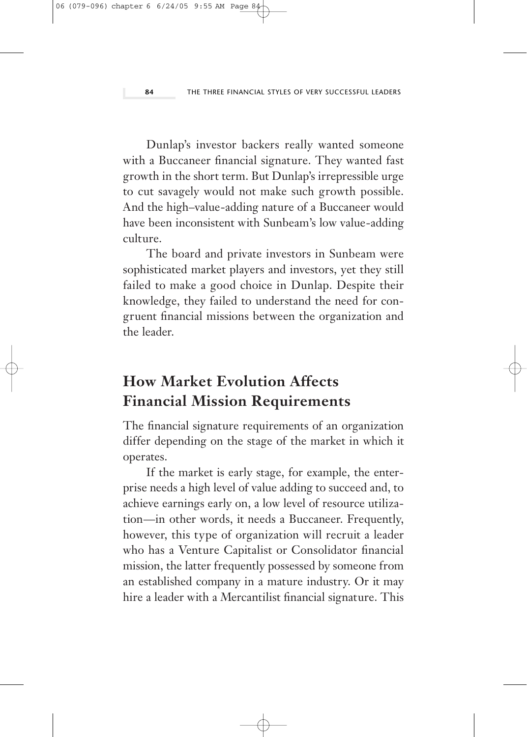Dunlap's investor backers really wanted someone with a Buccaneer financial signature. They wanted fast growth in the short term. But Dunlap's irrepressible urge to cut savagely would not make such growth possible. And the high–value-adding nature of a Buccaneer would have been inconsistent with Sunbeam's low value-adding culture.

The board and private investors in Sunbeam were sophisticated market players and investors, yet they still failed to make a good choice in Dunlap. Despite their knowledge, they failed to understand the need for congruent financial missions between the organization and the leader.

## How Market Evolution Affects Financial Mission Requirements

The financial signature requirements of an organization differ depending on the stage of the market in which it operates.

If the market is early stage, for example, the enterprise needs a high level of value adding to succeed and, to achieve earnings early on, a low level of resource utilization—in other words, it needs a Buccaneer. Frequently, however, this type of organization will recruit a leader who has a Venture Capitalist or Consolidator financial mission, the latter frequently possessed by someone from an established company in a mature industry. Or it may hire a leader with a Mercantilist financial signature. This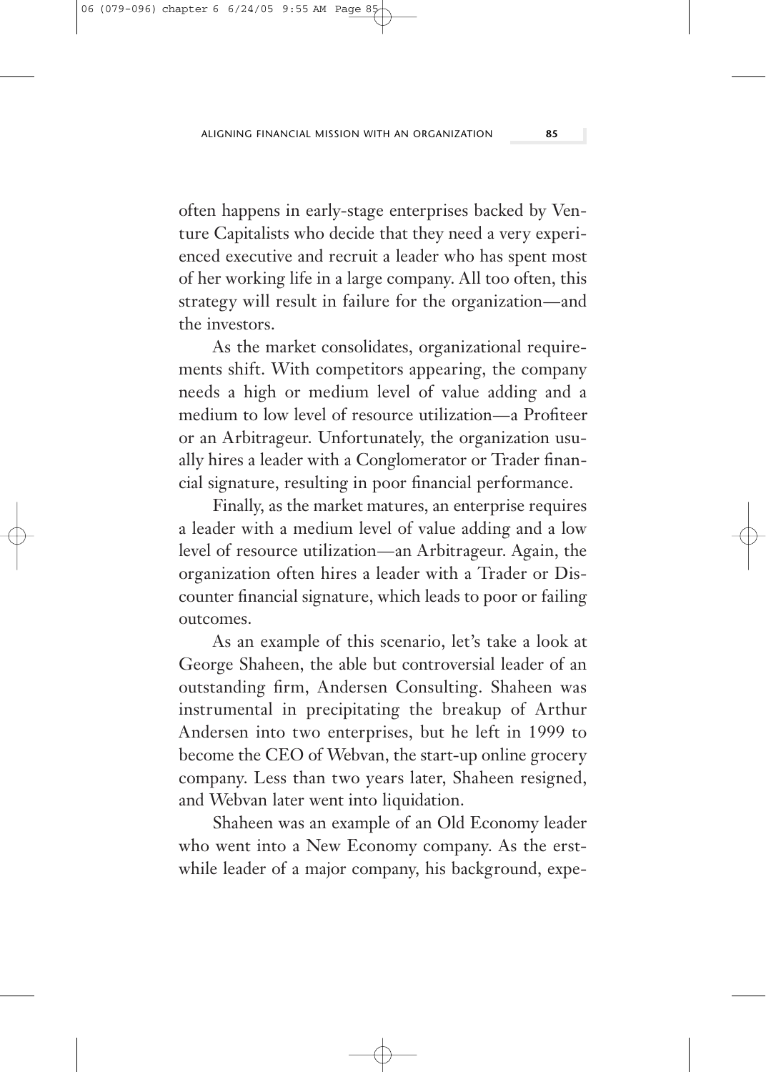often happens in early-stage enterprises backed by Venture Capitalists who decide that they need a very experienced executive and recruit a leader who has spent most of her working life in a large company. All too often, this strategy will result in failure for the organization—and the investors.

As the market consolidates, organizational requirements shift. With competitors appearing, the company needs a high or medium level of value adding and a medium to low level of resource utilization—a Profiteer or an Arbitrageur. Unfortunately, the organization usually hires a leader with a Conglomerator or Trader financial signature, resulting in poor financial performance.

Finally, as the market matures, an enterprise requires a leader with a medium level of value adding and a low level of resource utilization—an Arbitrageur. Again, the organization often hires a leader with a Trader or Discounter financial signature, which leads to poor or failing outcomes.

As an example of this scenario, let's take a look at George Shaheen, the able but controversial leader of an outstanding firm, Andersen Consulting. Shaheen was instrumental in precipitating the breakup of Arthur Andersen into two enterprises, but he left in 1999 to become the CEO of Webvan, the start-up online grocery company. Less than two years later, Shaheen resigned, and Webvan later went into liquidation.

Shaheen was an example of an Old Economy leader who went into a New Economy company. As the erstwhile leader of a major company, his background, expe-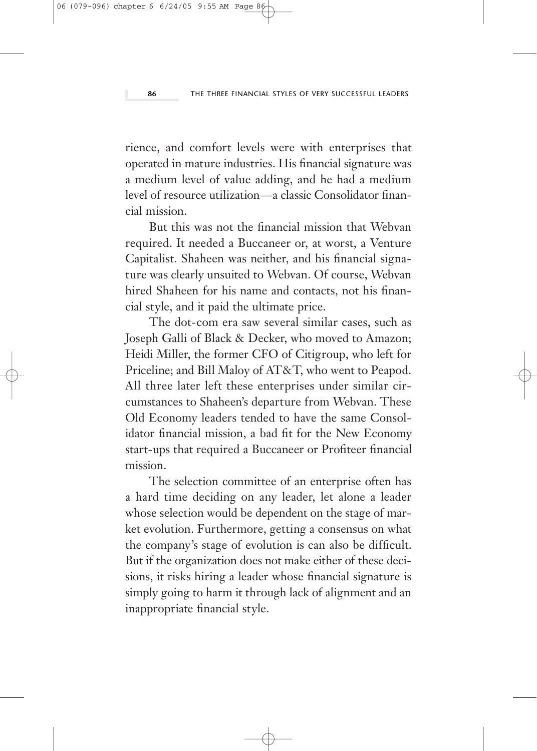rience, and comfort levels were with enterprises that operated in mature industries. His financial signature was a medium level of value adding, and he had a medium level of resource utilization—a classic Consolidator financial mission.

But this was not the financial mission that Webvan required. It needed a Buccaneer or, at worst, a Venture Capitalist. Shaheen was neither, and his financial signature was clearly unsuited to Webvan. Of course, Webvan hired Shaheen for his name and contacts, not his financial style, and it paid the ultimate price.

The dot-com era saw several similar cases, such as Joseph Galli of Black & Decker, who moved to Amazon; Heidi Miller, the former CFO of Citigroup, who left for Priceline; and Bill Maloy of AT&T, who went to Peapod. All three later left these enterprises under similar circumstances to Shaheen's departure from Webvan. These Old Economy leaders tended to have the same Consolidator financial mission, a bad fit for the New Economy start-ups that required a Buccaneer or Profiteer financial mission.

The selection committee of an enterprise often has a hard time deciding on any leader, let alone a leader whose selection would be dependent on the stage of market evolution. Furthermore, getting a consensus on what the company's stage of evolution is can also be difficult. But if the organization does not make either of these decisions, it risks hiring a leader whose financial signature is simply going to harm it through lack of alignment and an inappropriate financial style.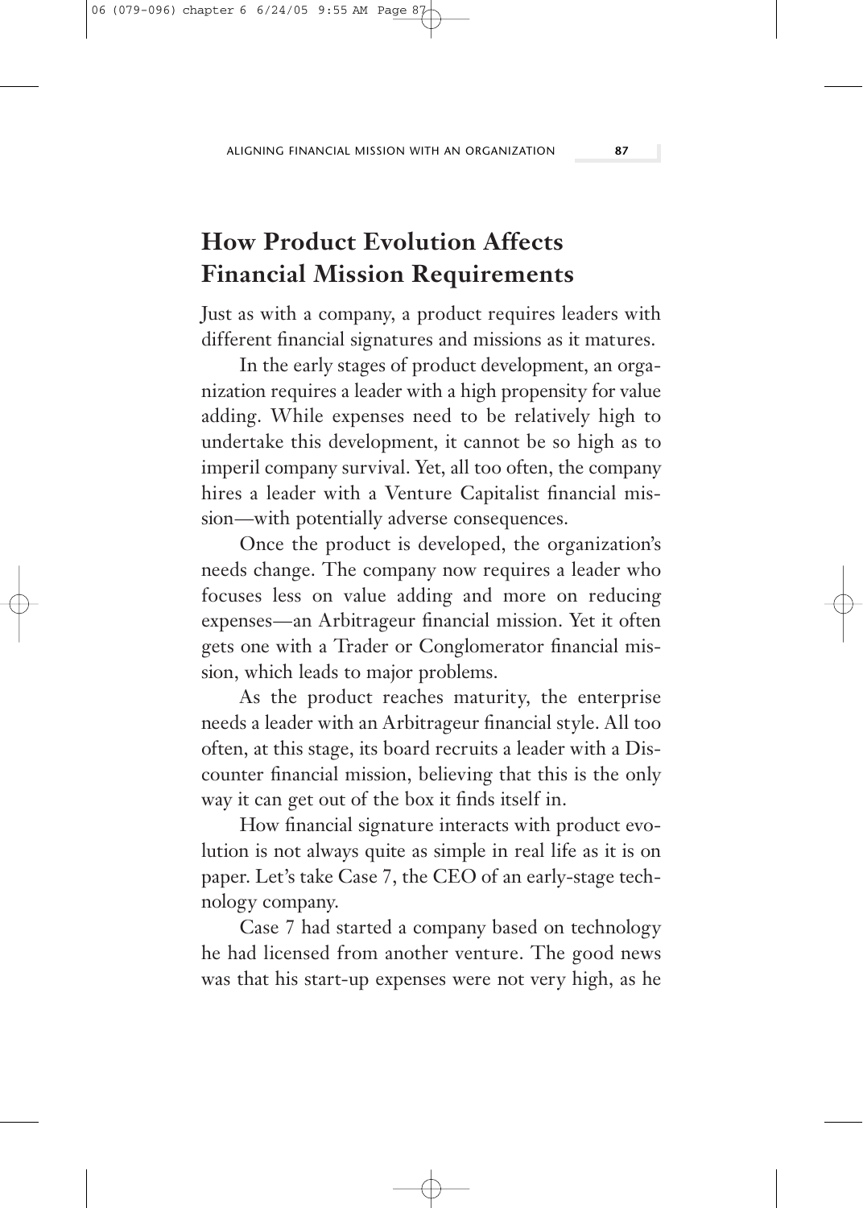## How Product Evolution Affects Financial Mission Requirements

Just as with a company, a product requires leaders with different financial signatures and missions as it matures.

In the early stages of product development, an organization requires a leader with a high propensity for value adding. While expenses need to be relatively high to undertake this development, it cannot be so high as to imperil company survival. Yet, all too often, the company hires a leader with a Venture Capitalist financial mission—with potentially adverse consequences.

Once the product is developed, the organization's needs change. The company now requires a leader who focuses less on value adding and more on reducing expenses—an Arbitrageur financial mission. Yet it often gets one with a Trader or Conglomerator financial mission, which leads to major problems.

As the product reaches maturity, the enterprise needs a leader with an Arbitrageur financial style. All too often, at this stage, its board recruits a leader with a Discounter financial mission, believing that this is the only way it can get out of the box it finds itself in.

How financial signature interacts with product evolution is not always quite as simple in real life as it is on paper. Let's take Case 7, the CEO of an early-stage technology company.

Case 7 had started a company based on technology he had licensed from another venture. The good news was that his start-up expenses were not very high, as he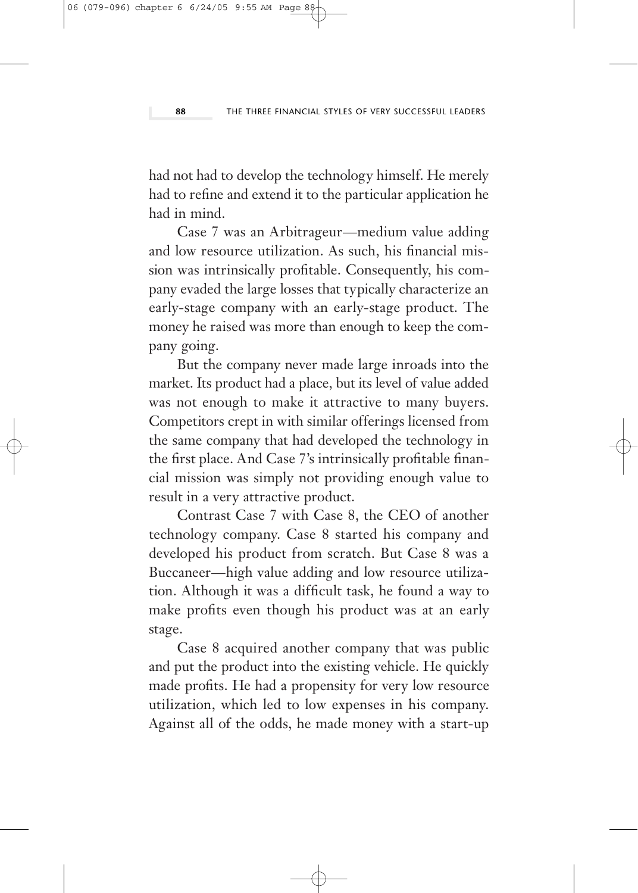had not had to develop the technology himself. He merely had to refine and extend it to the particular application he had in mind.

Case 7 was an Arbitrageur—medium value adding and low resource utilization. As such, his financial mission was intrinsically profitable. Consequently, his company evaded the large losses that typically characterize an early-stage company with an early-stage product. The money he raised was more than enough to keep the company going.

But the company never made large inroads into the market. Its product had a place, but its level of value added was not enough to make it attractive to many buyers. Competitors crept in with similar offerings licensed from the same company that had developed the technology in the first place. And Case 7's intrinsically profitable financial mission was simply not providing enough value to result in a very attractive product.

Contrast Case 7 with Case 8, the CEO of another technology company. Case 8 started his company and developed his product from scratch. But Case 8 was a Buccaneer—high value adding and low resource utilization. Although it was a difficult task, he found a way to make profits even though his product was at an early stage.

Case 8 acquired another company that was public and put the product into the existing vehicle. He quickly made profits. He had a propensity for very low resource utilization, which led to low expenses in his company. Against all of the odds, he made money with a start-up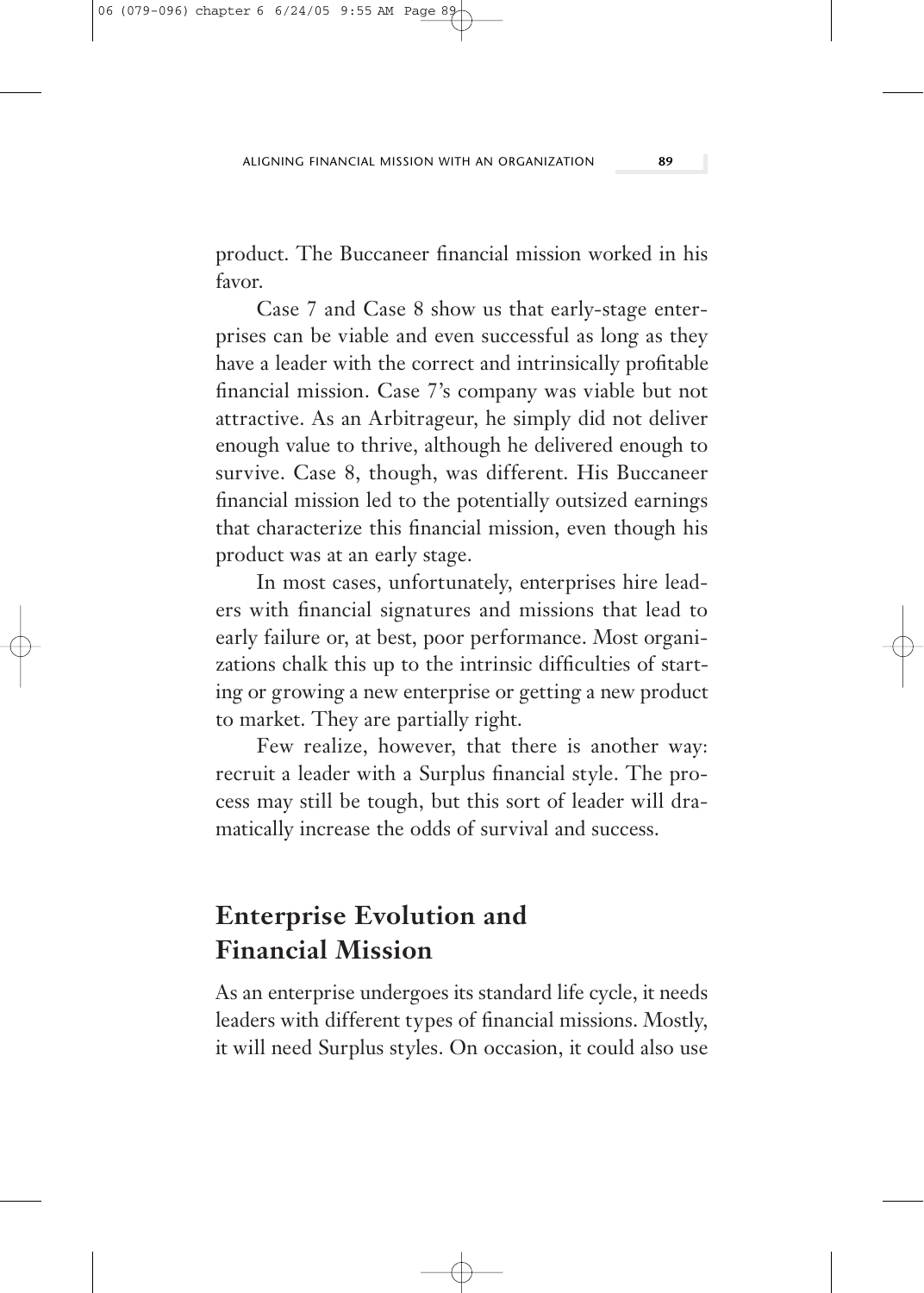product. The Buccaneer financial mission worked in his favor.

Case 7 and Case 8 show us that early-stage enterprises can be viable and even successful as long as they have a leader with the correct and intrinsically profitable financial mission. Case 7's company was viable but not attractive. As an Arbitrageur, he simply did not deliver enough value to thrive, although he delivered enough to survive. Case 8, though, was different. His Buccaneer financial mission led to the potentially outsized earnings that characterize this financial mission, even though his product was at an early stage.

In most cases, unfortunately, enterprises hire leaders with financial signatures and missions that lead to early failure or, at best, poor performance. Most organizations chalk this up to the intrinsic difficulties of starting or growing a new enterprise or getting a new product to market. They are partially right.

Few realize, however, that there is another way: recruit a leader with a Surplus financial style. The process may still be tough, but this sort of leader will dramatically increase the odds of survival and success.

## Enterprise Evolution and Financial Mission

As an enterprise undergoes its standard life cycle, it needs leaders with different types of financial missions. Mostly, it will need Surplus styles. On occasion, it could also use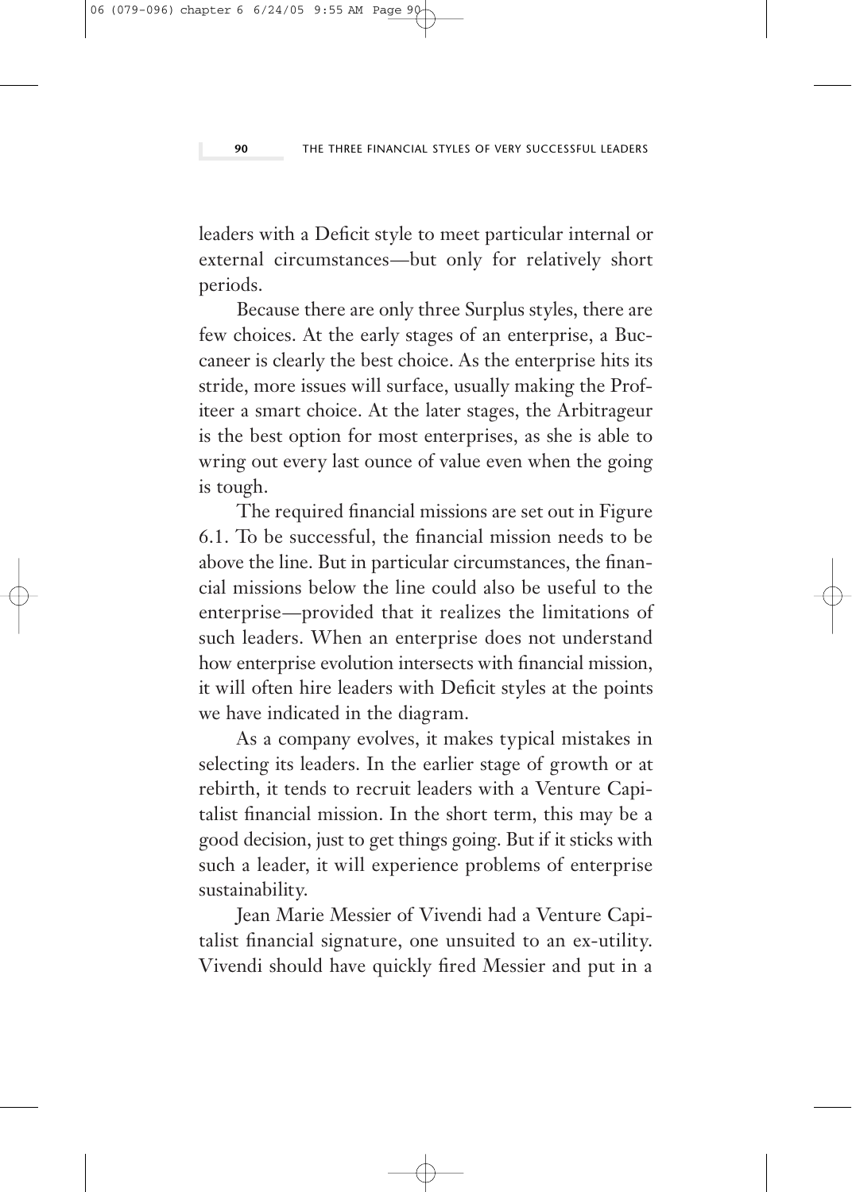leaders with a Deficit style to meet particular internal or external circumstances—but only for relatively short periods.

Because there are only three Surplus styles, there are few choices. At the early stages of an enterprise, a Buccaneer is clearly the best choice. As the enterprise hits its stride, more issues will surface, usually making the Profiteer a smart choice. At the later stages, the Arbitrageur is the best option for most enterprises, as she is able to wring out every last ounce of value even when the going is tough.

The required financial missions are set out in Figure 6.1. To be successful, the financial mission needs to be above the line. But in particular circumstances, the financial missions below the line could also be useful to the enterprise—provided that it realizes the limitations of such leaders. When an enterprise does not understand how enterprise evolution intersects with financial mission, it will often hire leaders with Deficit styles at the points we have indicated in the diagram.

As a company evolves, it makes typical mistakes in selecting its leaders. In the earlier stage of growth or at rebirth, it tends to recruit leaders with a Venture Capitalist financial mission. In the short term, this may be a good decision, just to get things going. But if it sticks with such a leader, it will experience problems of enterprise sustainability.

Jean Marie Messier of Vivendi had a Venture Capitalist financial signature, one unsuited to an ex-utility. Vivendi should have quickly fired Messier and put in a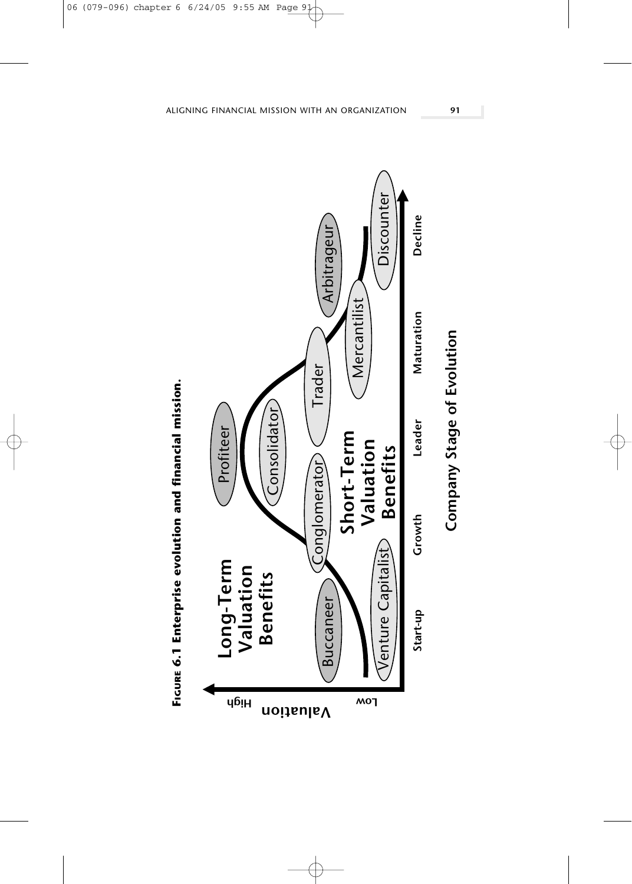**FIGURE 6.1 Enterprise evolution and financial mission.**

Valuation (Low – High)

Long-Term Valuation Benefits

Short-Term Valuation Benefits

Buccaneer, Venture Capitalist, Conglomerator, Profiteer, Consolidator, Trader, Mercantilist, Arbitrageur, Discounter

Start-up | Growth | Leader | Maturation | Decline

Company Stage of Evolution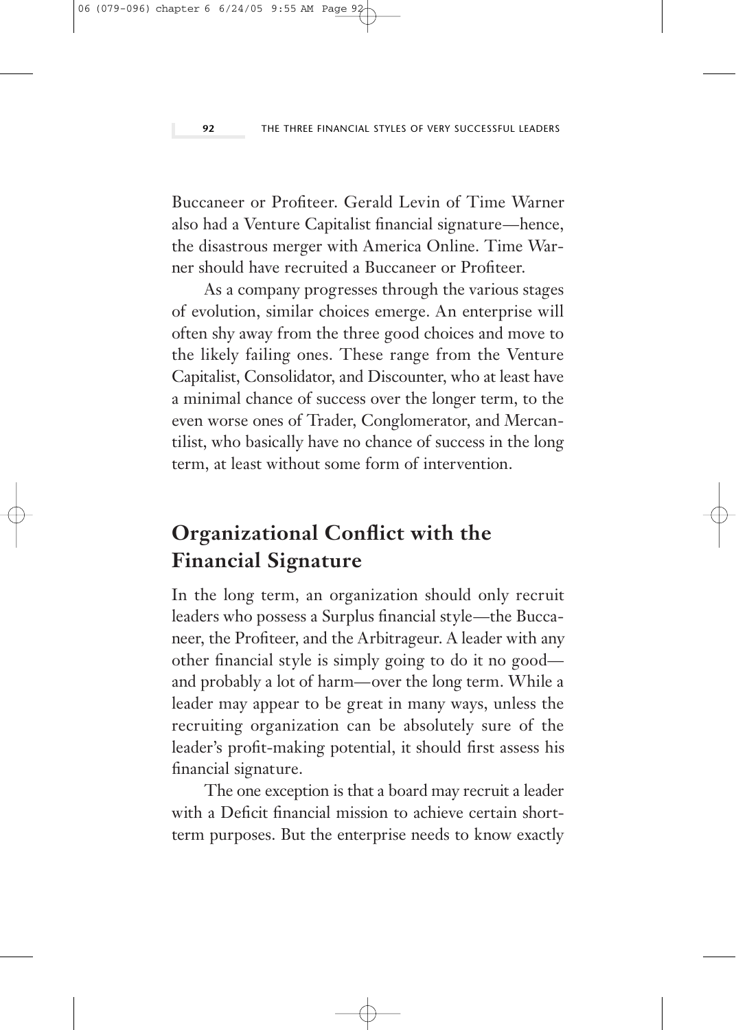Buccaneer or Profiteer. Gerald Levin of Time Warner also had a Venture Capitalist financial signature—hence, the disastrous merger with America Online. Time Warner should have recruited a Buccaneer or Profiteer.

As a company progresses through the various stages of evolution, similar choices emerge. An enterprise will often shy away from the three good choices and move to the likely failing ones. These range from the Venture Capitalist, Consolidator, and Discounter, who at least have a minimal chance of success over the longer term, to the even worse ones of Trader, Conglomerator, and Mercantilist, who basically have no chance of success in the long term, at least without some form of intervention.

## Organizational Conflict with the Financial Signature

In the long term, an organization should only recruit leaders who possess a Surplus financial style—the Buccaneer, the Profiteer, and the Arbitrageur. A leader with any other financial style is simply going to do it no good—and probably a lot of harm—over the long term. While a leader may appear to be great in many ways, unless the recruiting organization can be absolutely sure of the leader's profit-making potential, it should first assess his financial signature.

The one exception is that a board may recruit a leader with a Deficit financial mission to achieve certain short-term purposes. But the enterprise needs to know exactly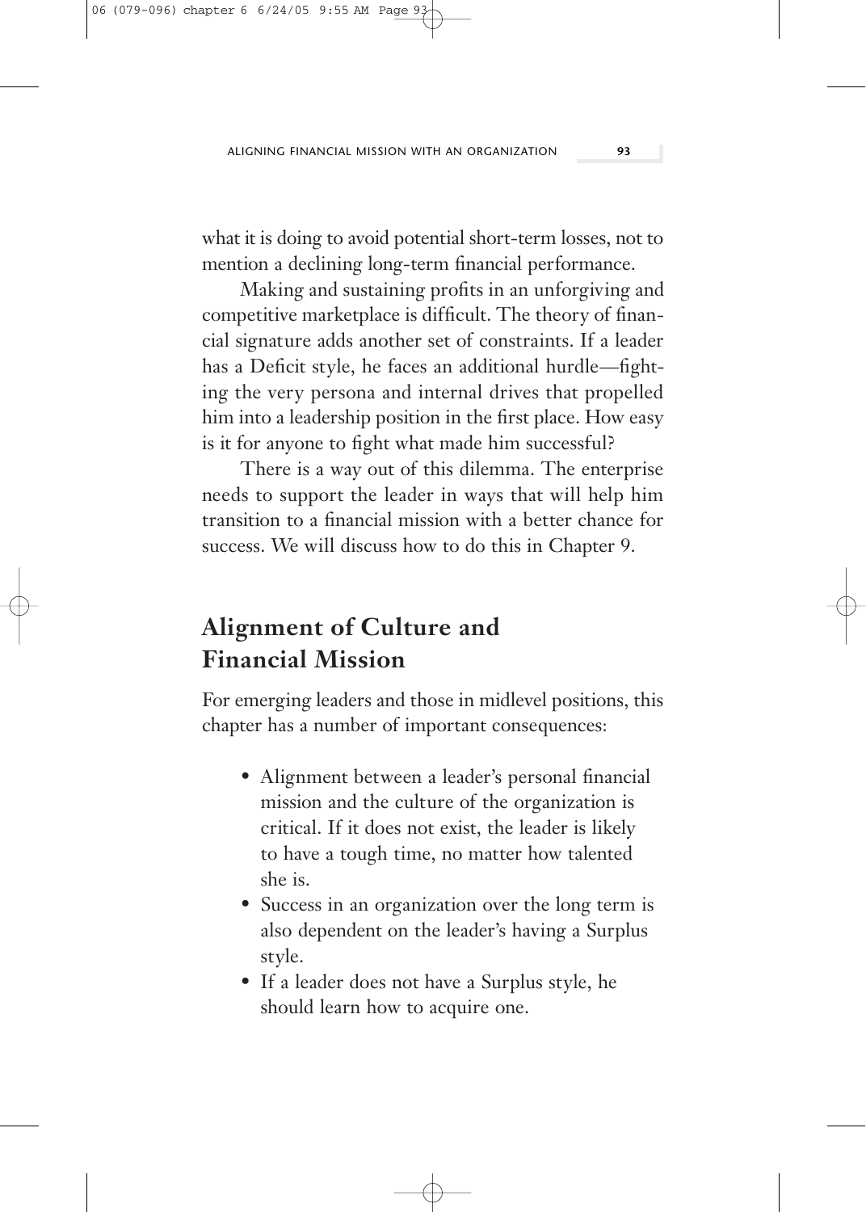what it is doing to avoid potential short-term losses, not to mention a declining long-term financial performance.

Making and sustaining profits in an unforgiving and competitive marketplace is difficult. The theory of financial signature adds another set of constraints. If a leader has a Deficit style, he faces an additional hurdle—fighting the very persona and internal drives that propelled him into a leadership position in the first place. How easy is it for anyone to fight what made him successful?

There is a way out of this dilemma. The enterprise needs to support the leader in ways that will help him transition to a financial mission with a better chance for success. We will discuss how to do this in Chapter 9.

## Alignment of Culture and Financial Mission

For emerging leaders and those in midlevel positions, this chapter has a number of important consequences:

- Alignment between a leader's personal financial mission and the culture of the organization is critical. If it does not exist, the leader is likely to have a tough time, no matter how talented she is.
- Success in an organization over the long term is also dependent on the leader's having a Surplus style.
- If a leader does not have a Surplus style, he should learn how to acquire one.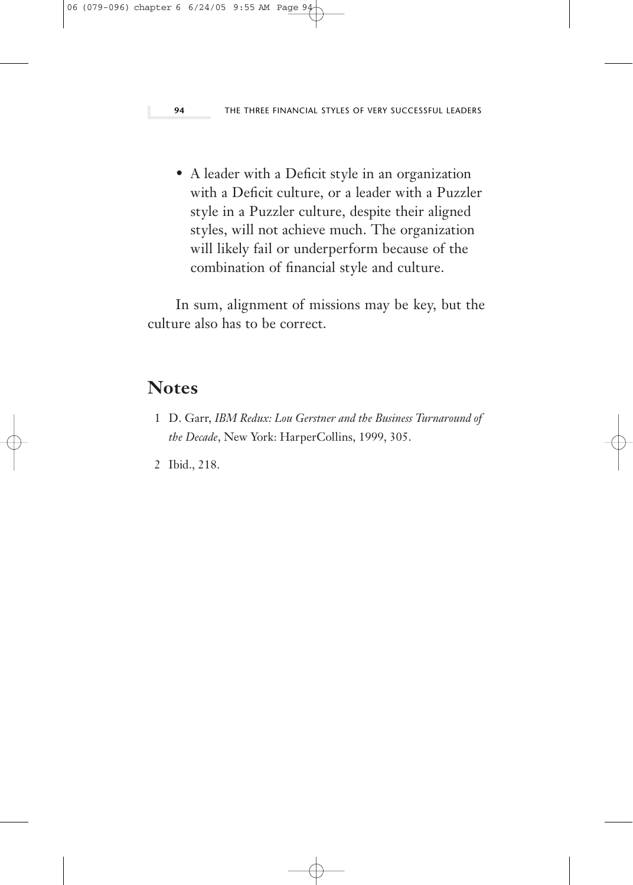- A leader with a Deficit style in an organization with a Deficit culture, or a leader with a Puzzler style in a Puzzler culture, despite their aligned styles, will not achieve much. The organization will likely fail or underperform because of the combination of financial style and culture.

In sum, alignment of missions may be key, but the culture also has to be correct.

## Notes

1 D. Garr, *IBM Redux: Lou Gerstner and the Business Turnaround of the Decade*, New York: HarperCollins, 1999, 305.

2 Ibid., 218.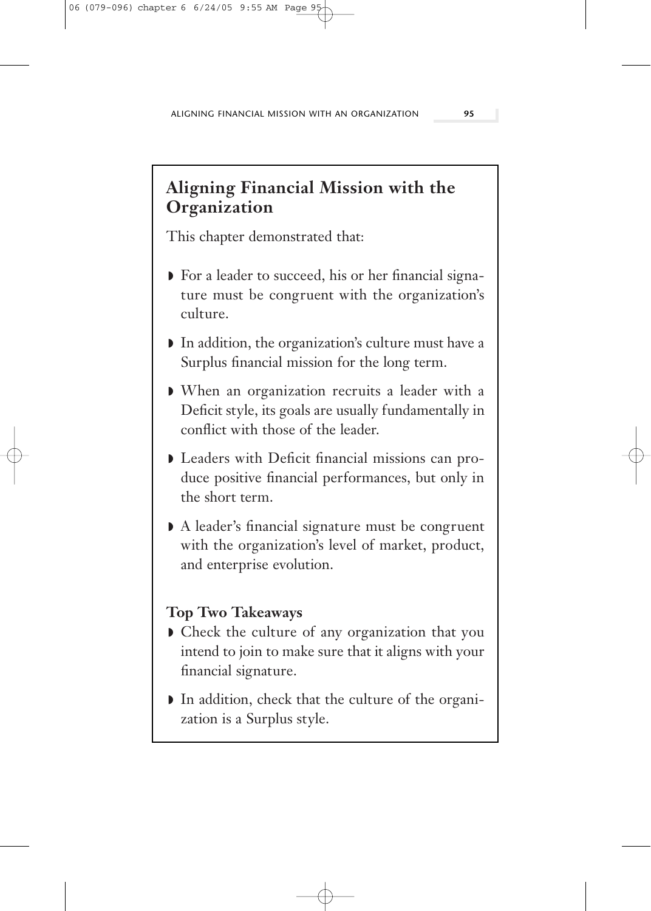## Aligning Financial Mission with the Organization

This chapter demonstrated that:

- For a leader to succeed, his or her financial signature must be congruent with the organization's culture.
- In addition, the organization's culture must have a Surplus financial mission for the long term.
- When an organization recruits a leader with a Deficit style, its goals are usually fundamentally in conflict with those of the leader.
- Leaders with Deficit financial missions can produce positive financial performances, but only in the short term.
- A leader's financial signature must be congruent with the organization's level of market, product, and enterprise evolution.

### Top Two Takeaways

- Check the culture of any organization that you intend to join to make sure that it aligns with your financial signature.
- In addition, check that the culture of the organization is a Surplus style.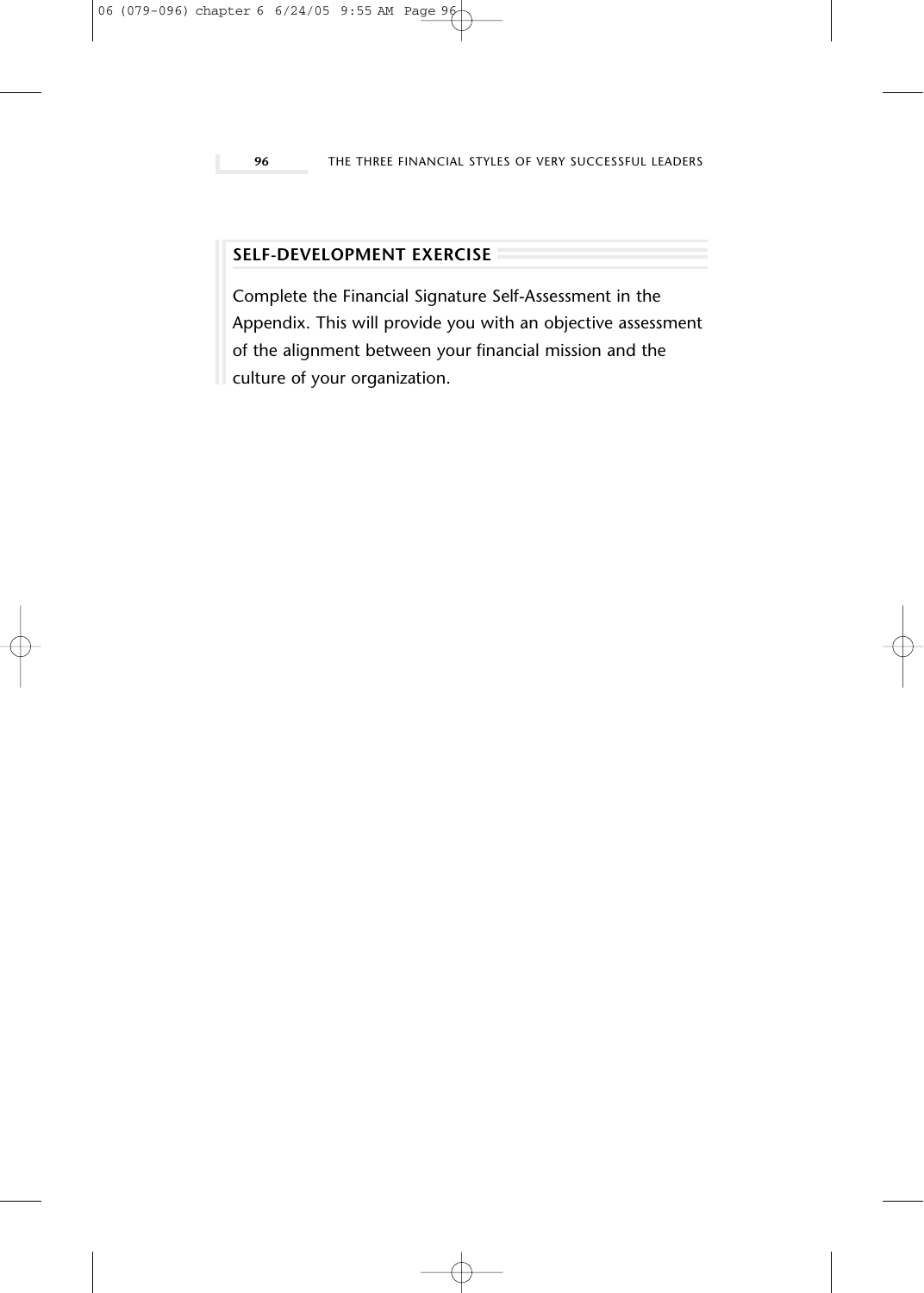## SELF-DEVELOPMENT EXERCISE

Complete the Financial Signature Self-Assessment in the Appendix. This will provide you with an objective assessment of the alignment between your financial mission and the culture of your organization.